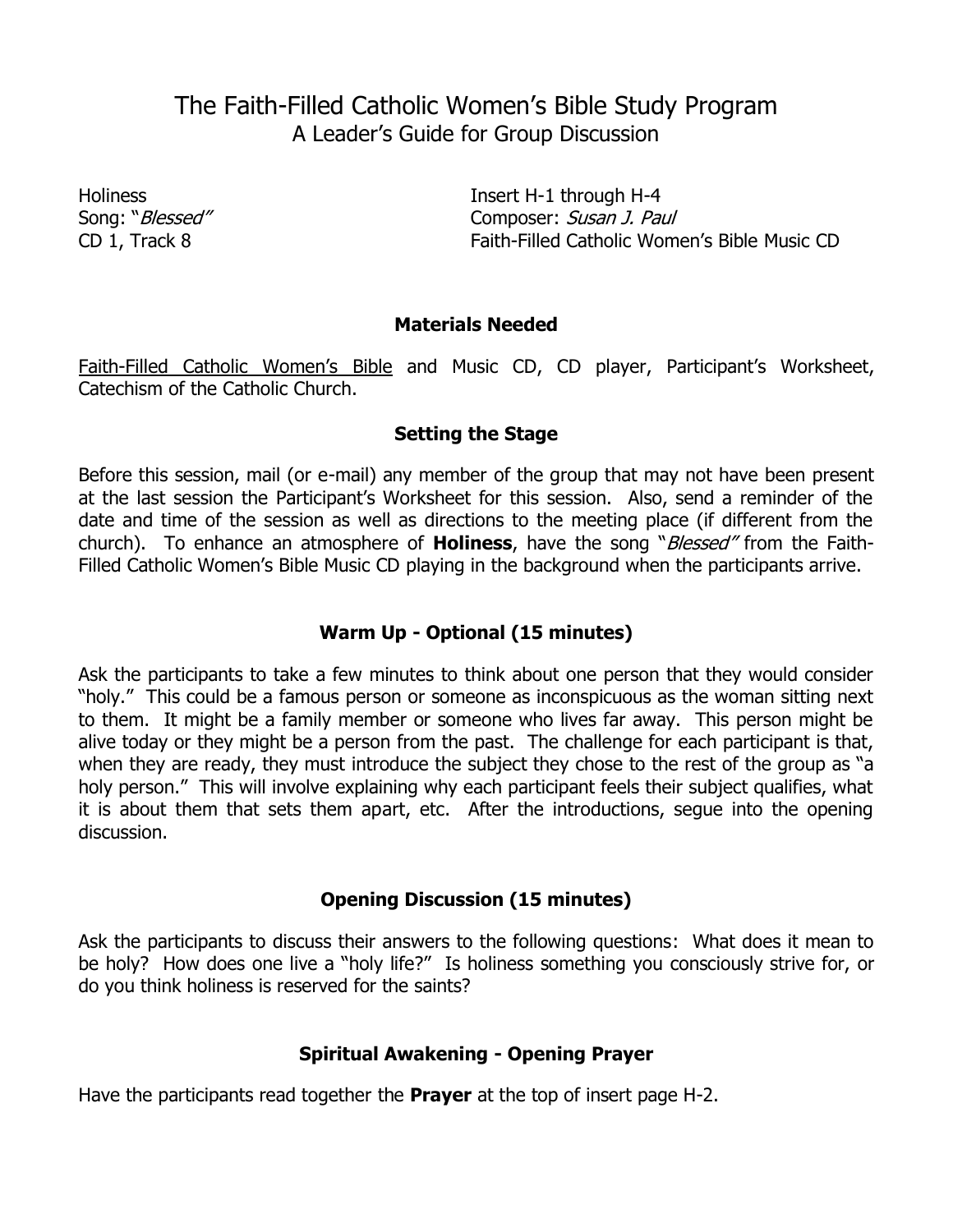# The Faith-Filled Catholic Women's Bible Study Program
## A Leader's Guide for Group Discussion

Holiness
Song: "*Blessed*"
CD 1, Track 8

Insert H-1 through H-4
Composer: *Susan J. Paul*
Faith-Filled Catholic Women's Bible Music CD

### Materials Needed

Faith-Filled Catholic Women's Bible and Music CD, CD player, Participant's Worksheet, Catechism of the Catholic Church.

### Setting the Stage

Before this session, mail (or e-mail) any member of the group that may not have been present at the last session the Participant's Worksheet for this session. Also, send a reminder of the date and time of the session as well as directions to the meeting place (if different from the church). To enhance an atmosphere of **Holiness**, have the song "*Blessed*" from the Faith-Filled Catholic Women's Bible Music CD playing in the background when the participants arrive.

### Warm Up - Optional (15 minutes)

Ask the participants to take a few minutes to think about one person that they would consider "holy." This could be a famous person or someone as inconspicuous as the woman sitting next to them. It might be a family member or someone who lives far away. This person might be alive today or they might be a person from the past. The challenge for each participant is that, when they are ready, they must introduce the subject they chose to the rest of the group as "a holy person." This will involve explaining why each participant feels their subject qualifies, what it is about them that sets them apart, etc. After the introductions, segue into the opening discussion.

### Opening Discussion (15 minutes)

Ask the participants to discuss their answers to the following questions: What does it mean to be holy? How does one live a "holy life?" Is holiness something you consciously strive for, or do you think holiness is reserved for the saints?

### Spiritual Awakening - Opening Prayer

Have the participants read together the **Prayer** at the top of insert page H-2.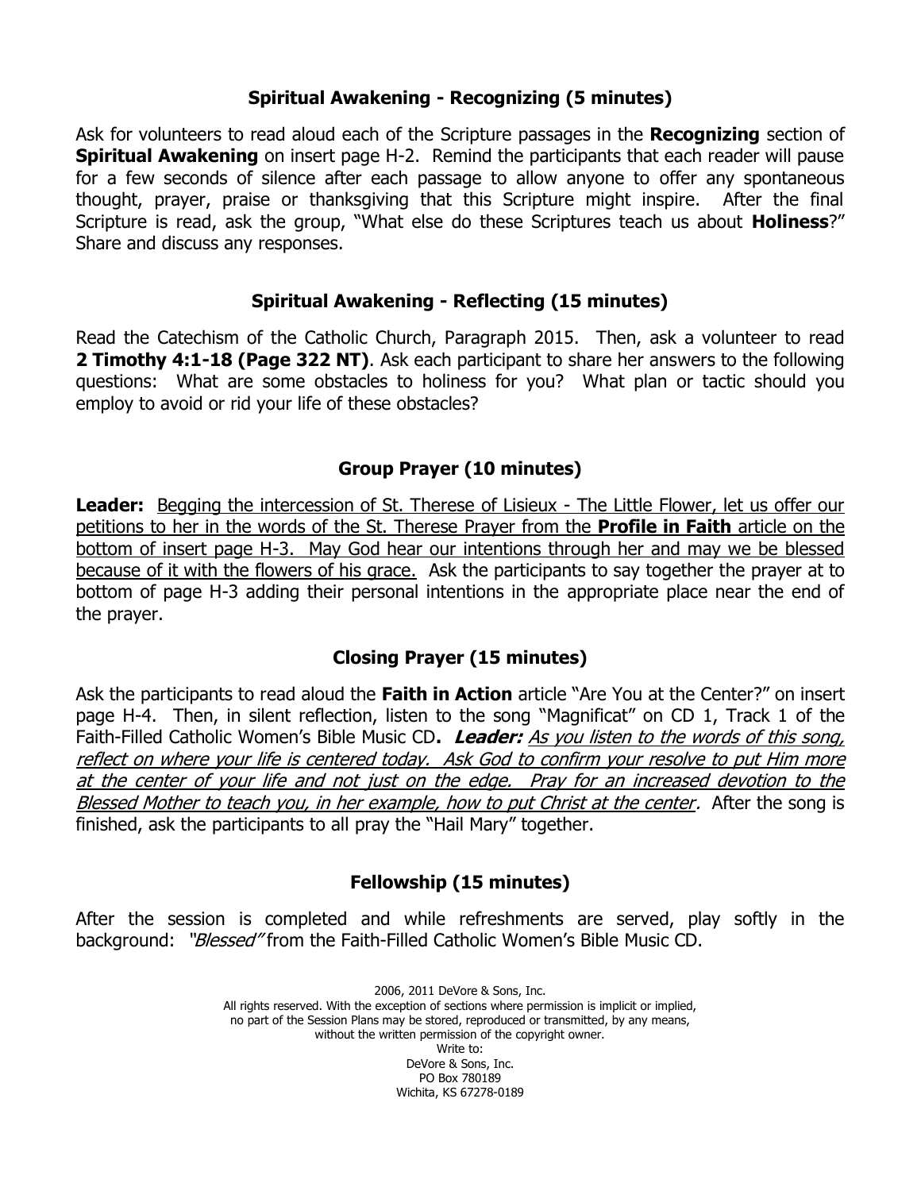### Spiritual Awakening - Recognizing (5 minutes)

Ask for volunteers to read aloud each of the Scripture passages in the **Recognizing** section of **Spiritual Awakening** on insert page H-2. Remind the participants that each reader will pause for a few seconds of silence after each passage to allow anyone to offer any spontaneous thought, prayer, praise or thanksgiving that this Scripture might inspire. After the final Scripture is read, ask the group, "What else do these Scriptures teach us about **Holiness**?" Share and discuss any responses.

### Spiritual Awakening - Reflecting (15 minutes)

Read the Catechism of the Catholic Church, Paragraph 2015. Then, ask a volunteer to read **2 Timothy 4:1-18 (Page 322 NT)**. Ask each participant to share her answers to the following questions: What are some obstacles to holiness for you? What plan or tactic should you employ to avoid or rid your life of these obstacles?

### Group Prayer (10 minutes)

**Leader:** Begging the intercession of St. Therese of Lisieux - The Little Flower, let us offer our petitions to her in the words of the St. Therese Prayer from the **Profile in Faith** article on the bottom of insert page H-3. May God hear our intentions through her and may we be blessed because of it with the flowers of his grace. Ask the participants to say together the prayer at to bottom of page H-3 adding their personal intentions in the appropriate place near the end of the prayer.

### Closing Prayer (15 minutes)

Ask the participants to read aloud the **Faith in Action** article "Are You at the Center?" on insert page H-4. Then, in silent reflection, listen to the song "Magnificat" on CD 1, Track 1 of the Faith-Filled Catholic Women's Bible Music CD**.** ***Leader:*** *As you listen to the words of this song, reflect on where your life is centered today. Ask God to confirm your resolve to put Him more at the center of your life and not just on the edge. Pray for an increased devotion to the Blessed Mother to teach you, in her example, how to put Christ at the center*. After the song is finished, ask the participants to all pray the "Hail Mary" together.

### Fellowship (15 minutes)

After the session is completed and while refreshments are served, play softly in the background: *"Blessed"* from the Faith-Filled Catholic Women's Bible Music CD.

2006, 2011 DeVore & Sons, Inc.
All rights reserved. With the exception of sections where permission is implicit or implied, no part of the Session Plans may be stored, reproduced or transmitted, by any means, without the written permission of the copyright owner.
Write to:
DeVore & Sons, Inc.
PO Box 780189
Wichita, KS 67278-0189